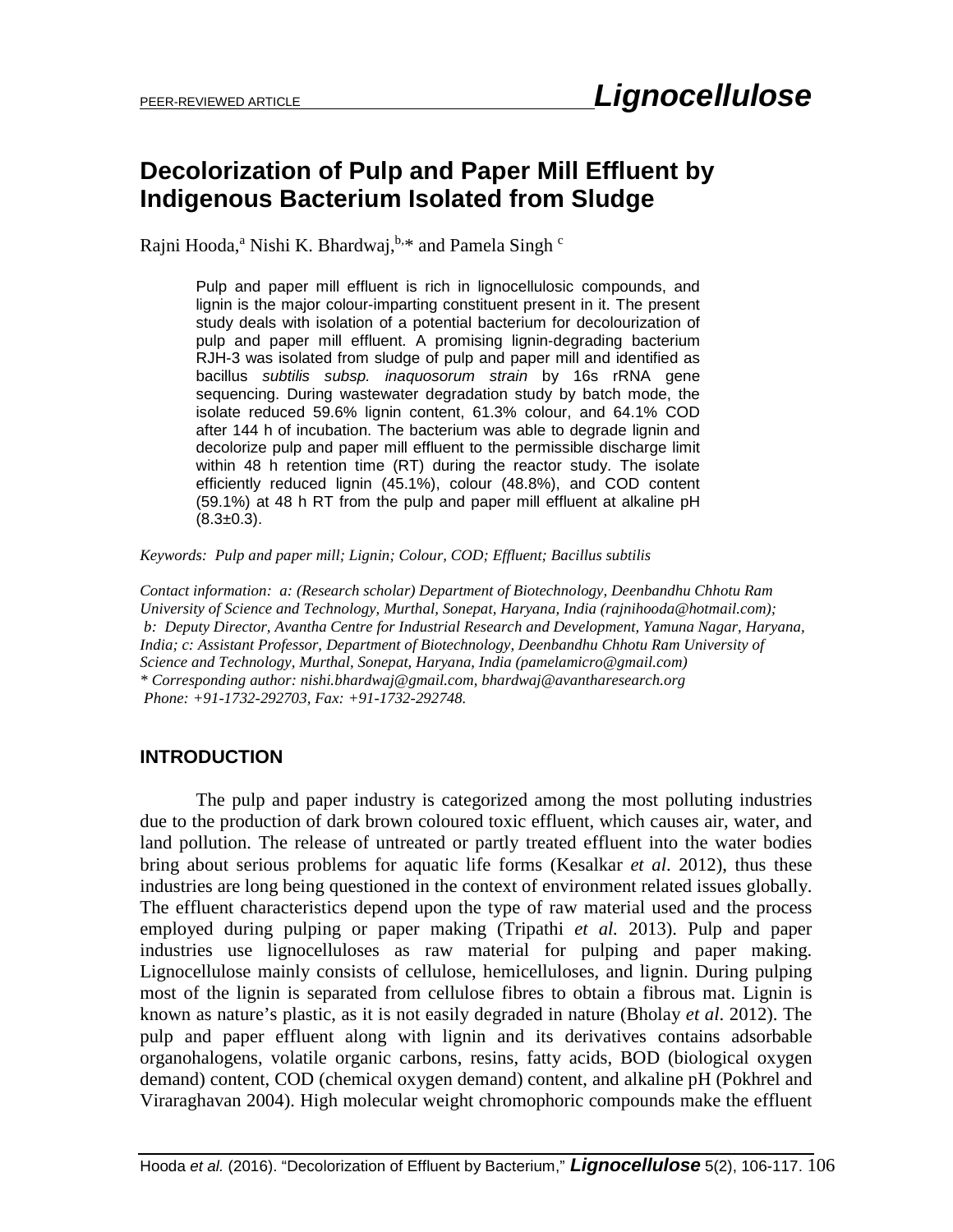PEER-REVIEWED ARTICLE

# Decolorization of Pulp and Paper Mill Effluent by Indigenous Bacterium Isolated from Sludge

Rajni Hooda,[a] Nishi K. Bhardwaj,[b,]* and Pamela Singh [c]

> Pulp and paper mill effluent is rich in lignocellulosic compounds, and lignin is the major colour-imparting constituent present in it. The present study deals with isolation of a potential bacterium for decolourization of pulp and paper mill effluent. A promising lignin-degrading bacterium RJH-3 was isolated from sludge of pulp and paper mill and identified as bacillus *subtilis subsp. inaquosorum strain* by 16s rRNA gene sequencing. During wastewater degradation study by batch mode, the isolate reduced 59.6% lignin content, 61.3% colour, and 64.1% COD after 144 h of incubation. The bacterium was able to degrade lignin and decolorize pulp and paper mill effluent to the permissible discharge limit within 48 h retention time (RT) during the reactor study. The isolate efficiently reduced lignin (45.1%), colour (48.8%), and COD content (59.1%) at 48 h RT from the pulp and paper mill effluent at alkaline pH (8.3±0.3).

*Keywords: Pulp and paper mill; Lignin; Colour, COD; Effluent; Bacillus subtilis*

*Contact information: a: (Research scholar) Department of Biotechnology, Deenbandhu Chhotu Ram University of Science and Technology, Murthal, Sonepat, Haryana, India (rajnihooda@hotmail.com); b: Deputy Director, Avantha Centre for Industrial Research and Development, Yamuna Nagar, Haryana, India; c: Assistant Professor, Department of Biotechnology, Deenbandhu Chhotu Ram University of Science and Technology, Murthal, Sonepat, Haryana, India (pamelamicro@gmail.com)*
*\* Corresponding author: nishi.bhardwaj@gmail.com, bhardwaj@avantharesearch.org*
*Phone: +91-1732-292703, Fax: +91-1732-292748.*

## INTRODUCTION

The pulp and paper industry is categorized among the most polluting industries due to the production of dark brown coloured toxic effluent, which causes air, water, and land pollution. The release of untreated or partly treated effluent into the water bodies bring about serious problems for aquatic life forms (Kesalkar *et al*. 2012), thus these industries are long being questioned in the context of environment related issues globally. The effluent characteristics depend upon the type of raw material used and the process employed during pulping or paper making (Tripathi *et al.* 2013). Pulp and paper industries use lignocelluloses as raw material for pulping and paper making. Lignocellulose mainly consists of cellulose, hemicelluloses, and lignin. During pulping most of the lignin is separated from cellulose fibres to obtain a fibrous mat. Lignin is known as nature's plastic, as it is not easily degraded in nature (Bholay *et al*. 2012). The pulp and paper effluent along with lignin and its derivatives contains adsorbable organohalogens, volatile organic carbons, resins, fatty acids, BOD (biological oxygen demand) content, COD (chemical oxygen demand) content, and alkaline pH (Pokhrel and Viraraghavan 2004). High molecular weight chromophoric compounds make the effluent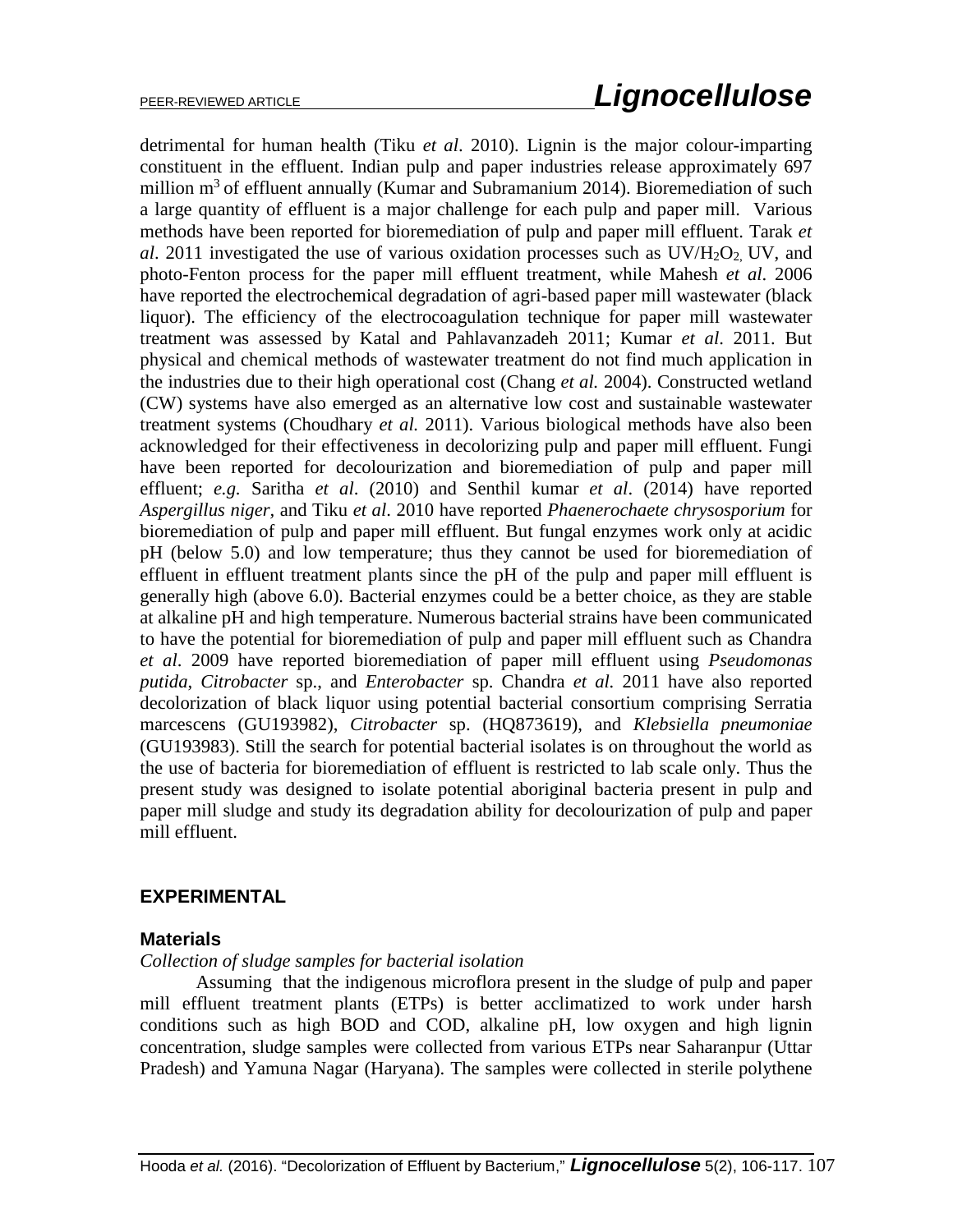detrimental for human health (Tiku *et al*. 2010). Lignin is the major colour-imparting constituent in the effluent. Indian pulp and paper industries release approximately 697 million $m^3$ of effluent annually (Kumar and Subramanium 2014). Bioremediation of such a large quantity of effluent is a major challenge for each pulp and paper mill. Various methods have been reported for bioremediation of pulp and paper mill effluent. Tarak *et al*. 2011 investigated the use of various oxidation processes such as $UV/H_2O_2$, UV, and photo-Fenton process for the paper mill effluent treatment, while Mahesh *et al*. 2006 have reported the electrochemical degradation of agri-based paper mill wastewater (black liquor). The efficiency of the electrocoagulation technique for paper mill wastewater treatment was assessed by Katal and Pahlavanzadeh 2011; Kumar *et al*. 2011. But physical and chemical methods of wastewater treatment do not find much application in the industries due to their high operational cost (Chang *et al.* 2004). Constructed wetland (CW) systems have also emerged as an alternative low cost and sustainable wastewater treatment systems (Choudhary *et al.* 2011). Various biological methods have also been acknowledged for their effectiveness in decolorizing pulp and paper mill effluent. Fungi have been reported for decolourization and bioremediation of pulp and paper mill effluent; *e.g.* Saritha *et al*. (2010) and Senthil kumar *et al*. (2014) have reported *Aspergillus niger*, and Tiku *et al*. 2010 have reported *Phaenerochaete chrysosporium* for bioremediation of pulp and paper mill effluent. But fungal enzymes work only at acidic pH (below 5.0) and low temperature; thus they cannot be used for bioremediation of effluent in effluent treatment plants since the pH of the pulp and paper mill effluent is generally high (above 6.0). Bacterial enzymes could be a better choice, as they are stable at alkaline pH and high temperature. Numerous bacterial strains have been communicated to have the potential for bioremediation of pulp and paper mill effluent such as Chandra *et al*. 2009 have reported bioremediation of paper mill effluent using *Pseudomonas putida*, *Citrobacter* sp., and *Enterobacter* sp. Chandra *et al.* 2011 have also reported decolorization of black liquor using potential bacterial consortium comprising Serratia marcescens (GU193982), *Citrobacter* sp. (HQ873619), and *Klebsiella pneumoniae* (GU193983). Still the search for potential bacterial isolates is on throughout the world as the use of bacteria for bioremediation of effluent is restricted to lab scale only. Thus the present study was designed to isolate potential aboriginal bacteria present in pulp and paper mill sludge and study its degradation ability for decolourization of pulp and paper mill effluent.

## EXPERIMENTAL

### Materials

*Collection of sludge samples for bacterial isolation*

Assuming that the indigenous microflora present in the sludge of pulp and paper mill effluent treatment plants (ETPs) is better acclimatized to work under harsh conditions such as high BOD and COD, alkaline pH, low oxygen and high lignin concentration, sludge samples were collected from various ETPs near Saharanpur (Uttar Pradesh) and Yamuna Nagar (Haryana). The samples were collected in sterile polythene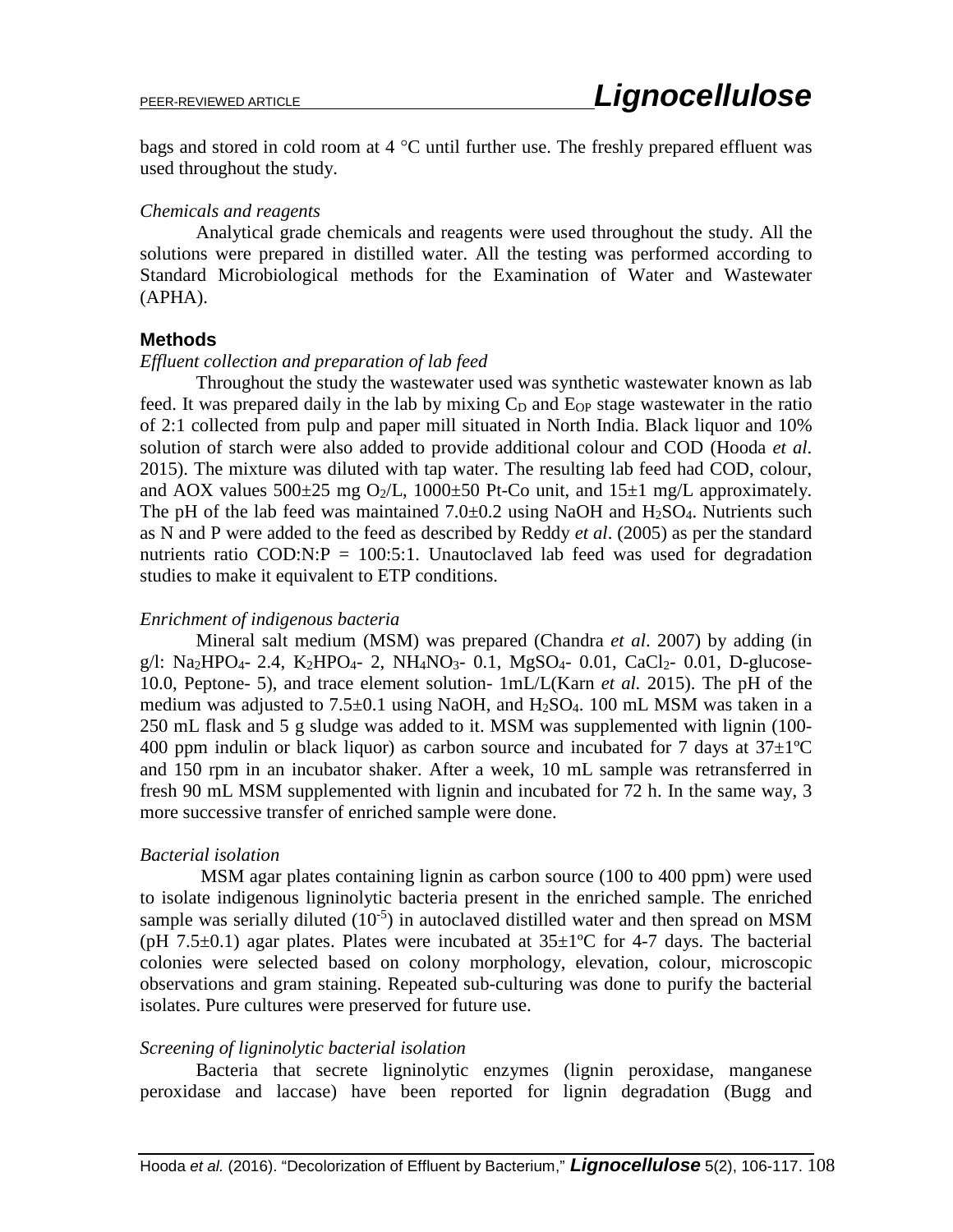bags and stored in cold room at 4 °C until further use. The freshly prepared effluent was used throughout the study.

*Chemicals and reagents*

Analytical grade chemicals and reagents were used throughout the study. All the solutions were prepared in distilled water. All the testing was performed according to Standard Microbiological methods for the Examination of Water and Wastewater (APHA).

## Methods

*Effluent collection and preparation of lab feed*

Throughout the study the wastewater used was synthetic wastewater known as lab feed. It was prepared daily in the lab by mixing $C_D$ and $E_{OP}$ stage wastewater in the ratio of 2:1 collected from pulp and paper mill situated in North India. Black liquor and 10% solution of starch were also added to provide additional colour and COD (Hooda *et al*. 2015). The mixture was diluted with tap water. The resulting lab feed had COD, colour, and AOX values 500±25 mg $O_2$/L, 1000±50 Pt-Co unit, and 15±1 mg/L approximately. The pH of the lab feed was maintained 7.0±0.2 using NaOH and $H_2SO_4$. Nutrients such as N and P were added to the feed as described by Reddy *et al*. (2005) as per the standard nutrients ratio COD:N:P = 100:5:1. Unautoclaved lab feed was used for degradation studies to make it equivalent to ETP conditions.

*Enrichment of indigenous bacteria*

Mineral salt medium (MSM) was prepared (Chandra *et al*. 2007) by adding (in g/l: $Na_2HPO_4$- 2.4, $K_2HPO_4$- 2, $NH_4NO_3$- 0.1, $MgSO_4$- 0.01, $CaCl_2$- 0.01, D-glucose- 10.0, Peptone- 5), and trace element solution- 1mL/L(Karn *et al.* 2015). The pH of the medium was adjusted to 7.5±0.1 using NaOH, and $H_2SO_4$. 100 mL MSM was taken in a 250 mL flask and 5 g sludge was added to it. MSM was supplemented with lignin (100-400 ppm indulin or black liquor) as carbon source and incubated for 7 days at 37±1ºC and 150 rpm in an incubator shaker. After a week, 10 mL sample was retransferred in fresh 90 mL MSM supplemented with lignin and incubated for 72 h. In the same way, 3 more successive transfer of enriched sample were done.

*Bacterial isolation*

MSM agar plates containing lignin as carbon source (100 to 400 ppm) were used to isolate indigenous ligninolytic bacteria present in the enriched sample. The enriched sample was serially diluted ($10^{-5}$) in autoclaved distilled water and then spread on MSM (pH 7.5±0.1) agar plates. Plates were incubated at 35±1ºC for 4-7 days. The bacterial colonies were selected based on colony morphology, elevation, colour, microscopic observations and gram staining. Repeated sub-culturing was done to purify the bacterial isolates. Pure cultures were preserved for future use.

*Screening of ligninolytic bacterial isolation*

Bacteria that secrete ligninolytic enzymes (lignin peroxidase, manganese peroxidase and laccase) have been reported for lignin degradation (Bugg and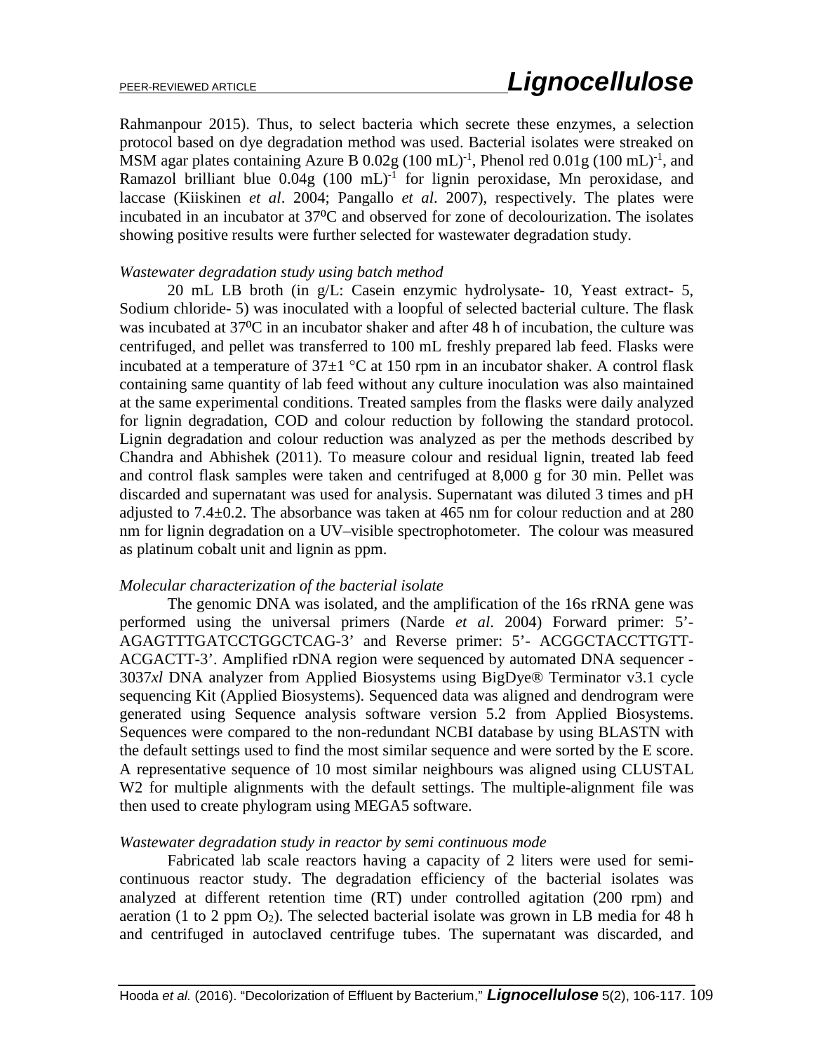Rahmanpour 2015). Thus, to select bacteria which secrete these enzymes, a selection protocol based on dye degradation method was used. Bacterial isolates were streaked on MSM agar plates containing Azure B 0.02g $(100\ \text{mL})^{-1}$, Phenol red 0.01g $(100\ \text{mL})^{-1}$, and Ramazol brilliant blue 0.04g $(100\ \text{mL})^{-1}$ for lignin peroxidase, Mn peroxidase, and laccase (Kiiskinen *et al*. 2004; Pangallo *et al*. 2007), respectively. The plates were incubated in an incubator at 37ºC and observed for zone of decolourization. The isolates showing positive results were further selected for wastewater degradation study.

*Wastewater degradation study using batch method*

20 mL LB broth (in g/L: Casein enzymic hydrolysate- 10, Yeast extract- 5, Sodium chloride- 5) was inoculated with a loopful of selected bacterial culture. The flask was incubated at 37ºC in an incubator shaker and after 48 h of incubation, the culture was centrifuged, and pellet was transferred to 100 mL freshly prepared lab feed. Flasks were incubated at a temperature of 37±1 °C at 150 rpm in an incubator shaker. A control flask containing same quantity of lab feed without any culture inoculation was also maintained at the same experimental conditions. Treated samples from the flasks were daily analyzed for lignin degradation, COD and colour reduction by following the standard protocol. Lignin degradation and colour reduction was analyzed as per the methods described by Chandra and Abhishek (2011). To measure colour and residual lignin, treated lab feed and control flask samples were taken and centrifuged at 8,000 g for 30 min. Pellet was discarded and supernatant was used for analysis. Supernatant was diluted 3 times and pH adjusted to 7.4±0.2. The absorbance was taken at 465 nm for colour reduction and at 280 nm for lignin degradation on a UV–visible spectrophotometer. The colour was measured as platinum cobalt unit and lignin as ppm.

*Molecular characterization of the bacterial isolate*

The genomic DNA was isolated, and the amplification of the 16s rRNA gene was performed using the universal primers (Narde *et al*. 2004) Forward primer: 5'- AGAGTTTGATCCTGGCTCAG-3' and Reverse primer: 5'- ACGGCTACCTTGTT-ACGACTT-3'. Amplified rDNA region were sequenced by automated DNA sequencer - 3037*xl* DNA analyzer from Applied Biosystems using BigDye® Terminator v3.1 cycle sequencing Kit (Applied Biosystems). Sequenced data was aligned and dendrogram were generated using Sequence analysis software version 5.2 from Applied Biosystems. Sequences were compared to the non-redundant NCBI database by using BLASTN with the default settings used to find the most similar sequence and were sorted by the E score. A representative sequence of 10 most similar neighbours was aligned using CLUSTAL W2 for multiple alignments with the default settings. The multiple-alignment file was then used to create phylogram using MEGA5 software.

*Wastewater degradation study in reactor by semi continuous mode*

Fabricated lab scale reactors having a capacity of 2 liters were used for semi-continuous reactor study. The degradation efficiency of the bacterial isolates was analyzed at different retention time (RT) under controlled agitation (200 rpm) and aeration (1 to 2 ppm $O_2$). The selected bacterial isolate was grown in LB media for 48 h and centrifuged in autoclaved centrifuge tubes. The supernatant was discarded, and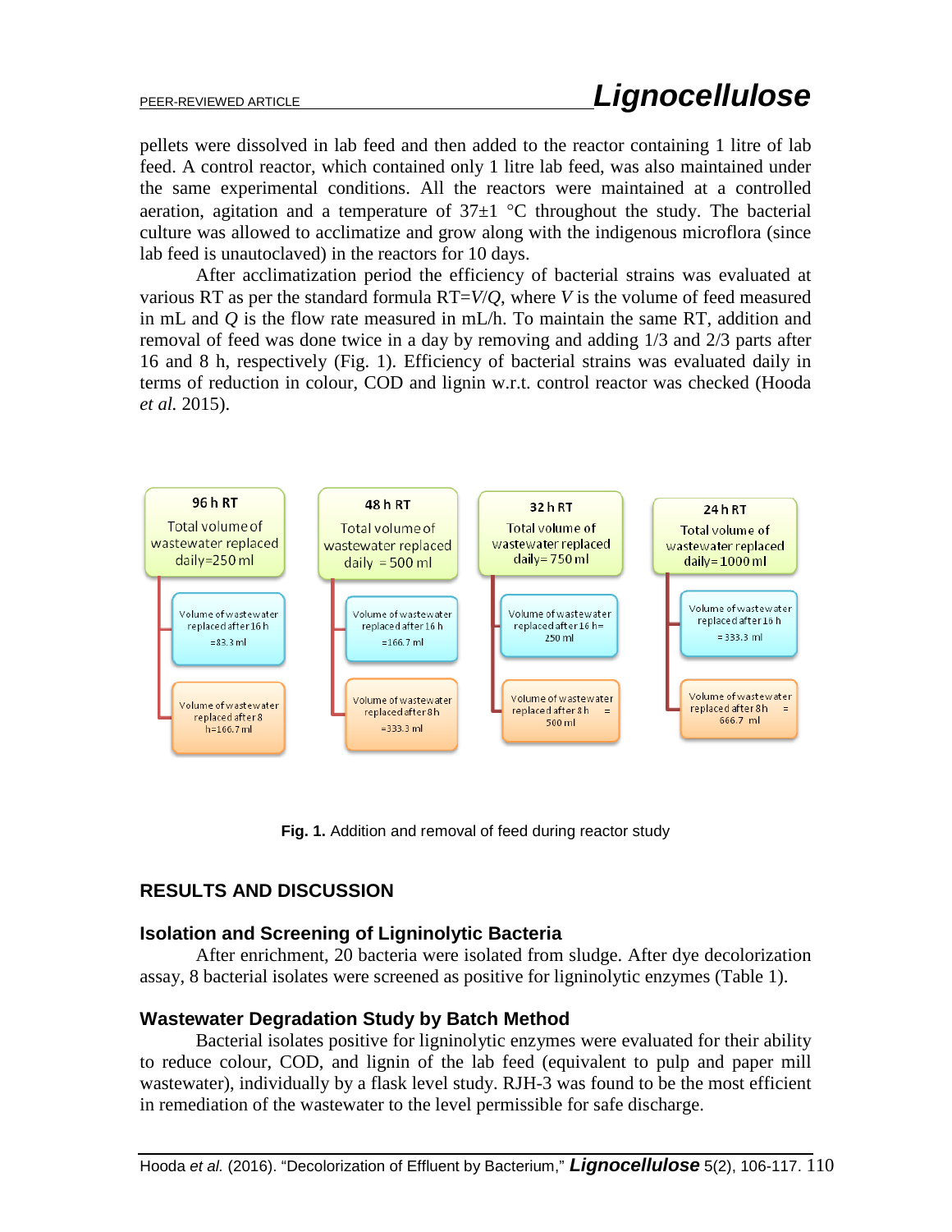pellets were dissolved in lab feed and then added to the reactor containing 1 litre of lab feed. A control reactor, which contained only 1 litre lab feed, was also maintained under the same experimental conditions. All the reactors were maintained at a controlled aeration, agitation and a temperature of 37±1 °C throughout the study. The bacterial culture was allowed to acclimatize and grow along with the indigenous microflora (since lab feed is unautoclaved) in the reactors for 10 days.

After acclimatization period the efficiency of bacterial strains was evaluated at various RT as per the standard formula RT=$V/Q$, where $V$ is the volume of feed measured in mL and $Q$ is the flow rate measured in mL/h. To maintain the same RT, addition and removal of feed was done twice in a day by removing and adding 1/3 and 2/3 parts after 16 and 8 h, respectively (Fig. 1). Efficiency of bacterial strains was evaluated daily in terms of reduction in colour, COD and lignin w.r.t. control reactor was checked (Hooda *et al.* 2015).

| 96 h RT | 48 h RT | 32 h RT | 24 h RT |
|---|---|---|---|
| Total volume of wastewater replaced daily=250 ml | Total volume of wastewater replaced daily = 500 ml | Total volume of wastewater replaced daily= 750 ml | Total volume of wastewater replaced daily= 1000 ml |
| Volume of wastewater replaced after 16 h =83.3 ml | Volume of wastewater replaced after 16 h =166.7 ml | Volume of wastewater replaced after 16 h= 250 ml | Volume of wastewater replaced after 16 h = 333.3 ml |
| Volume of wastewater replaced after 8 h=166.7 ml | Volume of wastewater replaced after 8 h =333.3 ml | Volume of wastewater replaced after 8 h = 500 ml | Volume of wastewater replaced after 8 h = 666.7 ml |

**Fig. 1.** Addition and removal of feed during reactor study

## RESULTS AND DISCUSSION

### Isolation and Screening of Ligninolytic Bacteria

After enrichment, 20 bacteria were isolated from sludge. After dye decolorization assay, 8 bacterial isolates were screened as positive for ligninolytic enzymes (Table 1).

### Wastewater Degradation Study by Batch Method

Bacterial isolates positive for ligninolytic enzymes were evaluated for their ability to reduce colour, COD, and lignin of the lab feed (equivalent to pulp and paper mill wastewater), individually by a flask level study. RJH-3 was found to be the most efficient in remediation of the wastewater to the level permissible for safe discharge.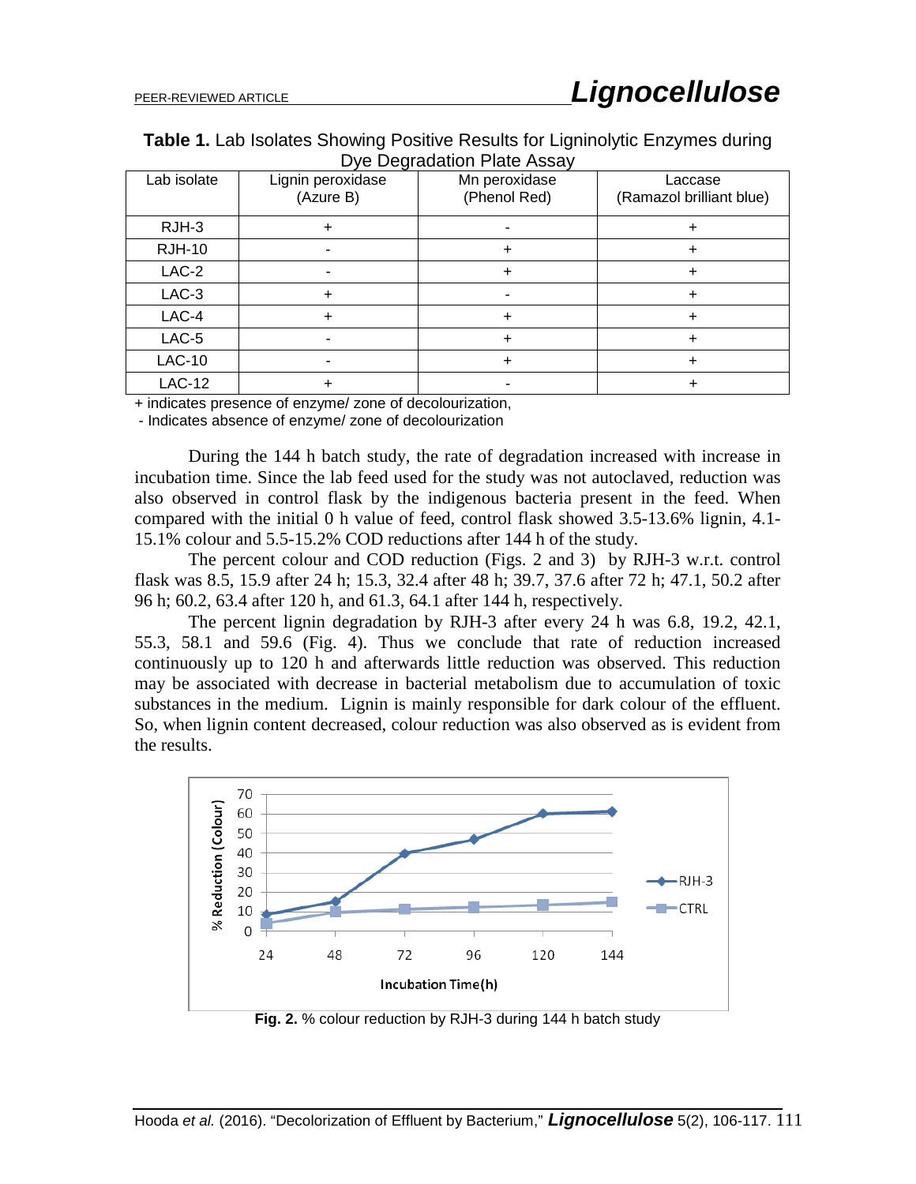**Table 1.** Lab Isolates Showing Positive Results for Ligninolytic Enzymes during Dye Degradation Plate Assay

| Lab isolate | Lignin peroxidase (Azure B) | Mn peroxidase (Phenol Red) | Laccase (Ramazol brilliant blue) |
|---|---|---|---|
| RJH-3 | + | - | + |
| RJH-10 | - | + | + |
| LAC-2 | - | + | + |
| LAC-3 | + | - | + |
| LAC-4 | + | + | + |
| LAC-5 | - | + | + |
| LAC-10 | - | + | + |
| LAC-12 | + | - | + |

+ indicates presence of enzyme/ zone of decolourization,
- Indicates absence of enzyme/ zone of decolourization

During the 144 h batch study, the rate of degradation increased with increase in incubation time. Since the lab feed used for the study was not autoclaved, reduction was also observed in control flask by the indigenous bacteria present in the feed. When compared with the initial 0 h value of feed, control flask showed 3.5-13.6% lignin, 4.1-15.1% colour and 5.5-15.2% COD reductions after 144 h of the study.

The percent colour and COD reduction (Figs. 2 and 3) by RJH-3 w.r.t. control flask was 8.5, 15.9 after 24 h; 15.3, 32.4 after 48 h; 39.7, 37.6 after 72 h; 47.1, 50.2 after 96 h; 60.2, 63.4 after 120 h, and 61.3, 64.1 after 144 h, respectively.

The percent lignin degradation by RJH-3 after every 24 h was 6.8, 19.2, 42.1, 55.3, 58.1 and 59.6 (Fig. 4). Thus we conclude that rate of reduction increased continuously up to 120 h and afterwards little reduction was observed. This reduction may be associated with decrease in bacterial metabolism due to accumulation of toxic substances in the medium. Lignin is mainly responsible for dark colour of the effluent. So, when lignin content decreased, colour reduction was also observed as is evident from the results.

**Fig. 2.** % colour reduction by RJH-3 during 144 h batch study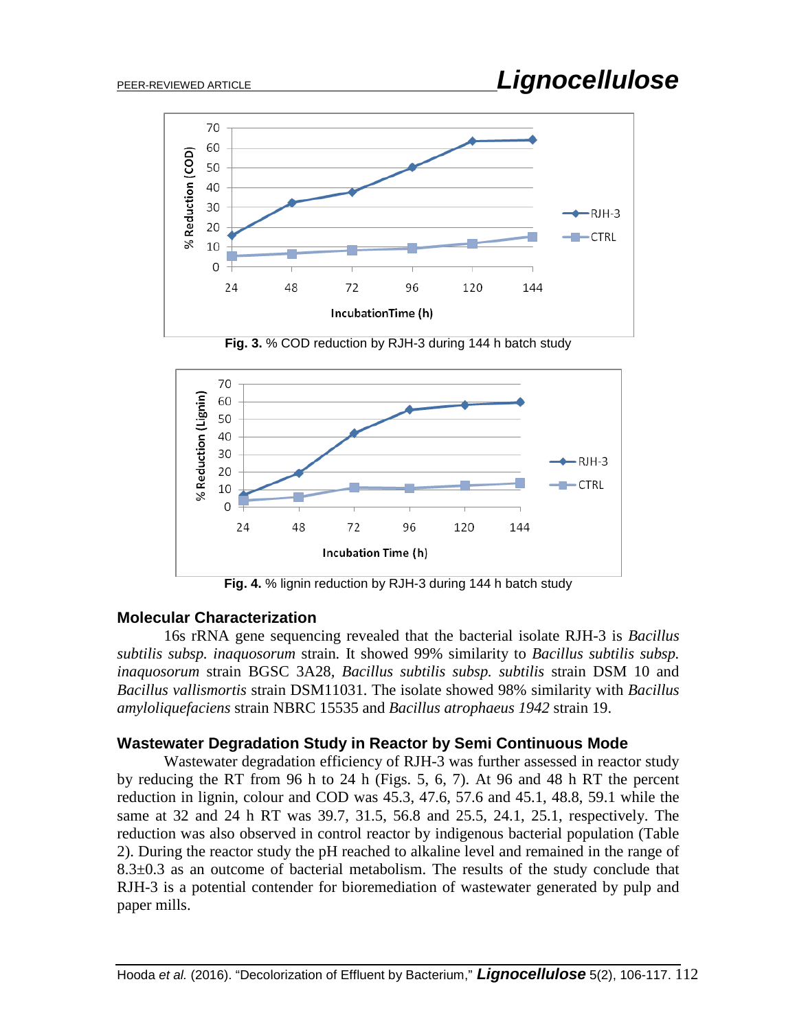Fig. 3. % COD reduction by RJH-3 during 144 h batch study

Fig. 4. % lignin reduction by RJH-3 during 144 h batch study

### Molecular Characterization

16s rRNA gene sequencing revealed that the bacterial isolate RJH-3 is *Bacillus subtilis subsp. inaquosorum* strain. It showed 99% similarity to *Bacillus subtilis subsp. inaquosorum* strain BGSC 3A28, *Bacillus subtilis subsp. subtilis* strain DSM 10 and *Bacillus vallismortis* strain DSM11031. The isolate showed 98% similarity with *Bacillus amyloliquefaciens* strain NBRC 15535 and *Bacillus atrophaeus 1942* strain 19.

### Wastewater Degradation Study in Reactor by Semi Continuous Mode

Wastewater degradation efficiency of RJH-3 was further assessed in reactor study by reducing the RT from 96 h to 24 h (Figs. 5, 6, 7). At 96 and 48 h RT the percent reduction in lignin, colour and COD was 45.3, 47.6, 57.6 and 45.1, 48.8, 59.1 while the same at 32 and 24 h RT was 39.7, 31.5, 56.8 and 25.5, 24.1, 25.1, respectively. The reduction was also observed in control reactor by indigenous bacterial population (Table 2). During the reactor study the pH reached to alkaline level and remained in the range of 8.3±0.3 as an outcome of bacterial metabolism. The results of the study conclude that RJH-3 is a potential contender for bioremediation of wastewater generated by pulp and paper mills.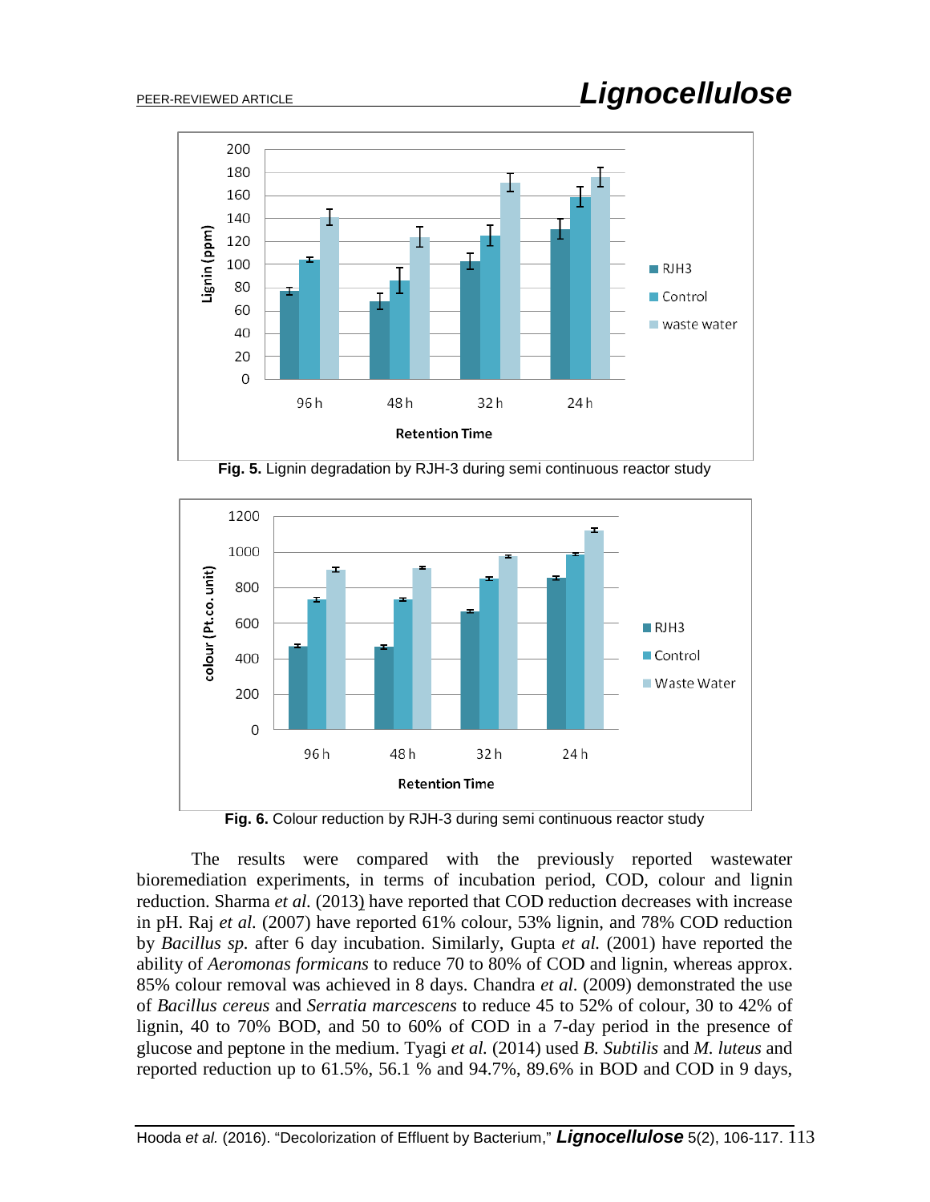Fig. 5. Lignin degradation by RJH-3 during semi continuous reactor study

Fig. 6. Colour reduction by RJH-3 during semi continuous reactor study

The results were compared with the previously reported wastewater bioremediation experiments, in terms of incubation period, COD, colour and lignin reduction. Sharma *et al.* (2013) have reported that COD reduction decreases with increase in pH. Raj *et al.* (2007) have reported 61% colour, 53% lignin, and 78% COD reduction by *Bacillus sp.* after 6 day incubation. Similarly, Gupta *et al.* (2001) have reported the ability of *Aeromonas formicans* to reduce 70 to 80% of COD and lignin, whereas approx. 85% colour removal was achieved in 8 days. Chandra *et al.* (2009) demonstrated the use of *Bacillus cereus* and *Serratia marcescens* to reduce 45 to 52% of colour, 30 to 42% of lignin, 40 to 70% BOD, and 50 to 60% of COD in a 7-day period in the presence of glucose and peptone in the medium. Tyagi *et al.* (2014) used *B. Subtilis* and *M. luteus* and reported reduction up to 61.5%, 56.1 % and 94.7%, 89.6% in BOD and COD in 9 days,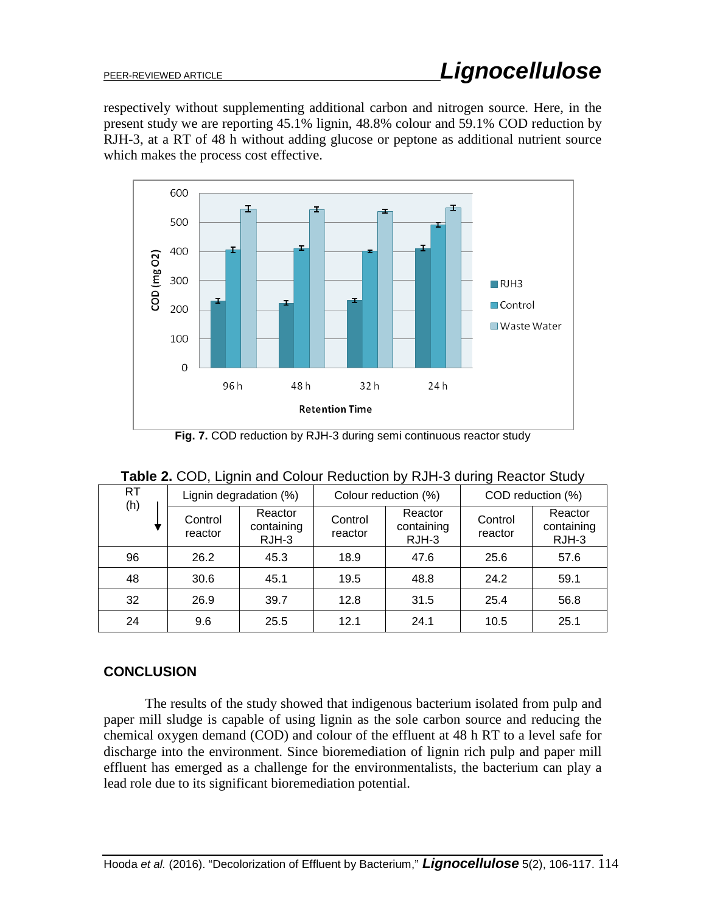respectively without supplementing additional carbon and nitrogen source. Here, in the present study we are reporting 45.1% lignin, 48.8% colour and 59.1% COD reduction by RJH-3, at a RT of 48 h without adding glucose or peptone as additional nutrient source which makes the process cost effective.

**Fig. 7.** COD reduction by RJH-3 during semi continuous reactor study

**Table 2.** COD, Lignin and Colour Reduction by RJH-3 during Reactor Study

| RT (h) | Lignin degradation (%) | | Colour reduction (%) | | COD reduction (%) | |
|---|---|---|---|---|---|---|
| | Control reactor | Reactor containing RJH-3 | Control reactor | Reactor containing RJH-3 | Control reactor | Reactor containing RJH-3 |
| 96 | 26.2 | 45.3 | 18.9 | 47.6 | 25.6 | 57.6 |
| 48 | 30.6 | 45.1 | 19.5 | 48.8 | 24.2 | 59.1 |
| 32 | 26.9 | 39.7 | 12.8 | 31.5 | 25.4 | 56.8 |
| 24 | 9.6 | 25.5 | 12.1 | 24.1 | 10.5 | 25.1 |

## CONCLUSION

The results of the study showed that indigenous bacterium isolated from pulp and paper mill sludge is capable of using lignin as the sole carbon source and reducing the chemical oxygen demand (COD) and colour of the effluent at 48 h RT to a level safe for discharge into the environment. Since bioremediation of lignin rich pulp and paper mill effluent has emerged as a challenge for the environmentalists, the bacterium can play a lead role due to its significant bioremediation potential.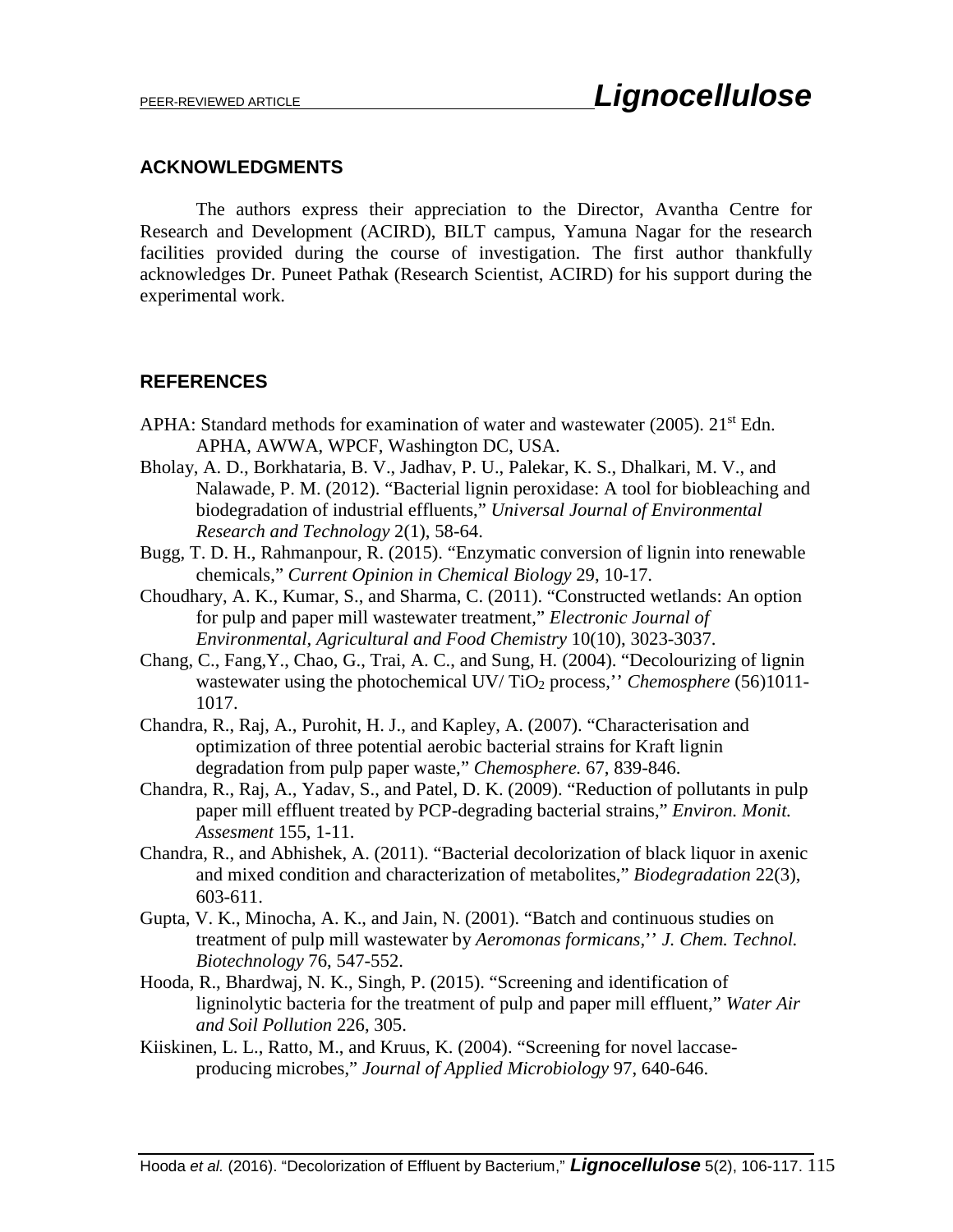## ACKNOWLEDGMENTS

The authors express their appreciation to the Director, Avantha Centre for Research and Development (ACIRD), BILT campus, Yamuna Nagar for the research facilities provided during the course of investigation. The first author thankfully acknowledges Dr. Puneet Pathak (Research Scientist, ACIRD) for his support during the experimental work.

## REFERENCES

APHA: Standard methods for examination of water and wastewater (2005). 21st Edn. APHA, AWWA, WPCF, Washington DC, USA.

Bholay, A. D., Borkhataria, B. V., Jadhav, P. U., Palekar, K. S., Dhalkari, M. V., and Nalawade, P. M. (2012). "Bacterial lignin peroxidase: A tool for biobleaching and biodegradation of industrial effluents," *Universal Journal of Environmental Research and Technology* 2(1), 58-64.

Bugg, T. D. H., Rahmanpour, R. (2015). "Enzymatic conversion of lignin into renewable chemicals," *Current Opinion in Chemical Biology* 29, 10-17.

Choudhary, A. K., Kumar, S., and Sharma, C. (2011). "Constructed wetlands: An option for pulp and paper mill wastewater treatment," *Electronic Journal of Environmental, Agricultural and Food Chemistry* 10(10), 3023-3037.

Chang, C., Fang,Y., Chao, G., Trai, A. C., and Sung, H. (2004). "Decolourizing of lignin wastewater using the photochemical UV/ $TiO_2$ process,'' *Chemosphere* (56)1011-1017.

Chandra, R., Raj, A., Purohit, H. J., and Kapley, A. (2007). "Characterisation and optimization of three potential aerobic bacterial strains for Kraft lignin degradation from pulp paper waste," *Chemosphere.* 67, 839-846.

Chandra, R., Raj, A., Yadav, S., and Patel, D. K. (2009). "Reduction of pollutants in pulp paper mill effluent treated by PCP-degrading bacterial strains," *Environ. Monit. Assesment* 155, 1-11.

Chandra, R., and Abhishek, A. (2011). "Bacterial decolorization of black liquor in axenic and mixed condition and characterization of metabolites," *Biodegradation* 22(3), 603-611.

Gupta, V. K., Minocha, A. K., and Jain, N. (2001). "Batch and continuous studies on treatment of pulp mill wastewater by *Aeromonas formicans*,'' *J. Chem. Technol. Biotechnology* 76, 547-552.

Hooda, R., Bhardwaj, N. K., Singh, P. (2015). "Screening and identification of ligninolytic bacteria for the treatment of pulp and paper mill effluent," *Water Air and Soil Pollution* 226, 305.

Kiiskinen, L. L., Ratto, M., and Kruus, K. (2004). "Screening for novel laccase-producing microbes," *Journal of Applied Microbiology* 97, 640-646.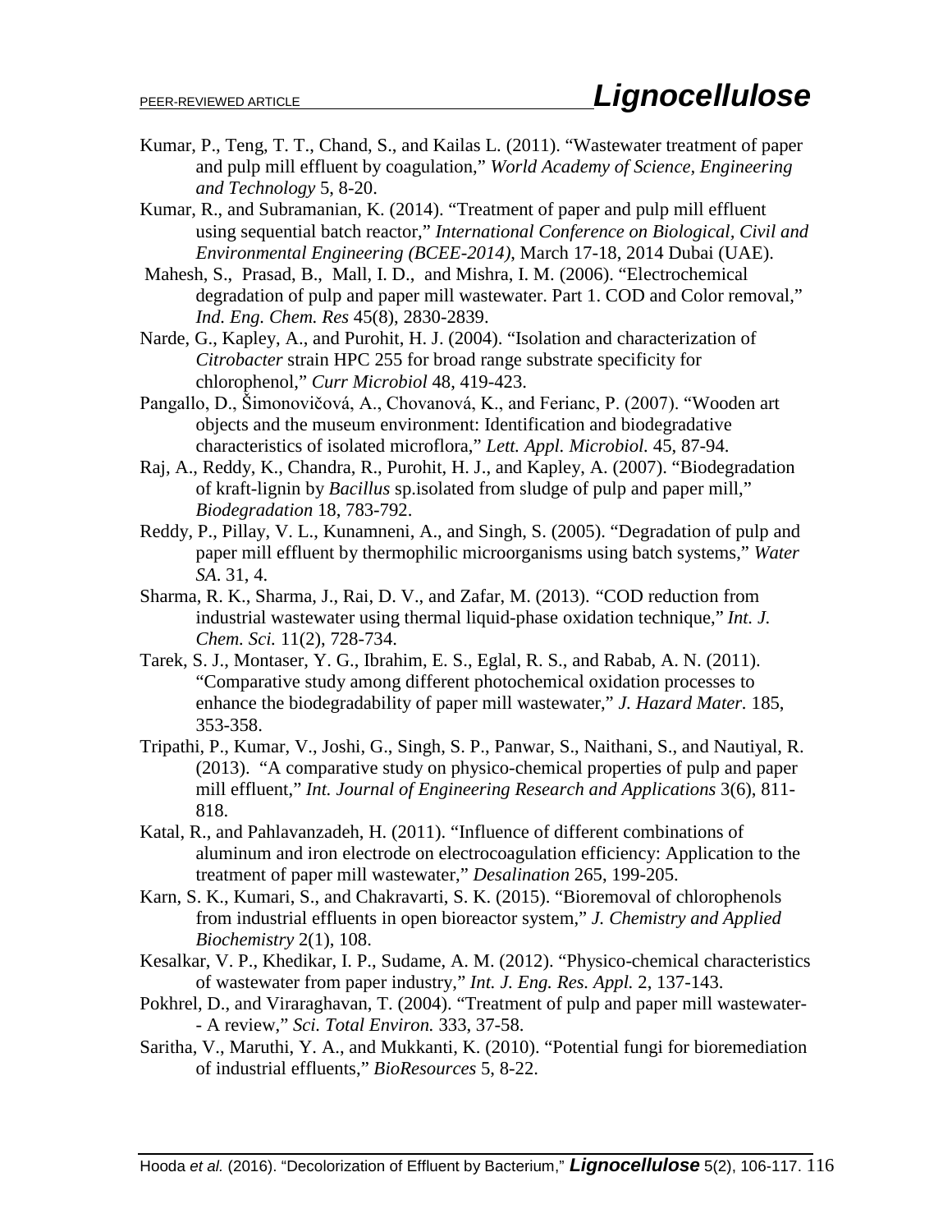Kumar, P., Teng, T. T., Chand, S., and Kailas L. (2011). "Wastewater treatment of paper and pulp mill effluent by coagulation," *World Academy of Science, Engineering and Technology* 5, 8-20.

Kumar, R., and Subramanian, K. (2014). "Treatment of paper and pulp mill effluent using sequential batch reactor," *International Conference on Biological, Civil and Environmental Engineering (BCEE-2014)*, March 17-18, 2014 Dubai (UAE).

Mahesh, S., Prasad, B., Mall, I. D., and Mishra, I. M. (2006). "Electrochemical degradation of pulp and paper mill wastewater. Part 1. COD and Color removal," *Ind. Eng. Chem. Res* 45(8), 2830-2839.

Narde, G., Kapley, A., and Purohit, H. J. (2004). "Isolation and characterization of *Citrobacter* strain HPC 255 for broad range substrate specificity for chlorophenol," *Curr Microbiol* 48, 419-423.

Pangallo, D., Šimonovičová, A., Chovanová, K., and Ferianc, P. (2007). "Wooden art objects and the museum environment: Identification and biodegradative characteristics of isolated microflora," *Lett. Appl. Microbiol.* 45, 87-94.

Raj, A., Reddy, K., Chandra, R., Purohit, H. J., and Kapley, A. (2007). "Biodegradation of kraft-lignin by *Bacillus* sp.isolated from sludge of pulp and paper mill," *Biodegradation* 18, 783-792.

Reddy, P., Pillay, V. L., Kunamneni, A., and Singh, S. (2005). "Degradation of pulp and paper mill effluent by thermophilic microorganisms using batch systems," *Water SA*. 31, 4.

Sharma, R. K., Sharma, J., Rai, D. V., and Zafar, M. (2013). "COD reduction from industrial wastewater using thermal liquid-phase oxidation technique," *Int. J. Chem. Sci.* 11(2), 728-734.

Tarek, S. J., Montaser, Y. G., Ibrahim, E. S., Eglal, R. S., and Rabab, A. N. (2011). "Comparative study among different photochemical oxidation processes to enhance the biodegradability of paper mill wastewater," *J. Hazard Mater.* 185, 353-358.

Tripathi, P., Kumar, V., Joshi, G., Singh, S. P., Panwar, S., Naithani, S., and Nautiyal, R. (2013). "A comparative study on physico-chemical properties of pulp and paper mill effluent," *Int. Journal of Engineering Research and Applications* 3(6), 811-818.

Katal, R., and Pahlavanzadeh, H. (2011). "Influence of different combinations of aluminum and iron electrode on electrocoagulation efficiency: Application to the treatment of paper mill wastewater," *Desalination* 265, 199-205.

Karn, S. K., Kumari, S., and Chakravarti, S. K. (2015). "Bioremoval of chlorophenols from industrial effluents in open bioreactor system," *J. Chemistry and Applied Biochemistry* 2(1), 108.

Kesalkar, V. P., Khedikar, I. P., Sudame, A. M. (2012). "Physico-chemical characteristics of wastewater from paper industry," *Int. J. Eng. Res. Appl.* 2, 137-143.

Pokhrel, D., and Viraraghavan, T. (2004). "Treatment of pulp and paper mill wastewater-- A review," *Sci. Total Environ.* 333, 37-58.

Saritha, V., Maruthi, Y. A., and Mukkanti, K. (2010). "Potential fungi for bioremediation of industrial effluents," *BioResources* 5, 8-22.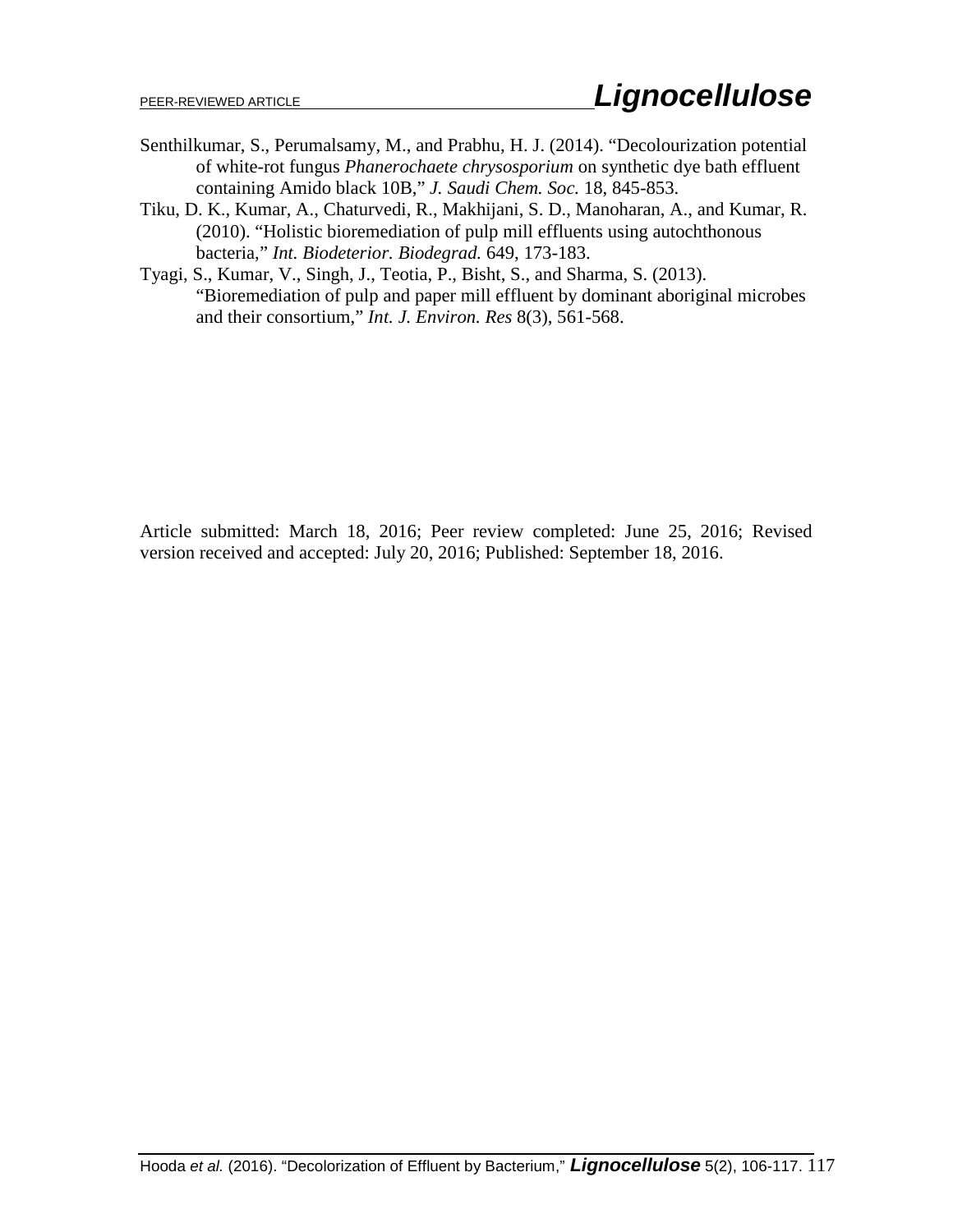Senthilkumar, S., Perumalsamy, M., and Prabhu, H. J. (2014). "Decolourization potential of white-rot fungus *Phanerochaete chrysosporium* on synthetic dye bath effluent containing Amido black 10B," *J. Saudi Chem. Soc.* 18, 845-853.

Tiku, D. K., Kumar, A., Chaturvedi, R., Makhijani, S. D., Manoharan, A., and Kumar, R. (2010). "Holistic bioremediation of pulp mill effluents using autochthonous bacteria," *Int. Biodeterior. Biodegrad.* 649, 173-183.

Tyagi, S., Kumar, V., Singh, J., Teotia, P., Bisht, S., and Sharma, S. (2013). "Bioremediation of pulp and paper mill effluent by dominant aboriginal microbes and their consortium," *Int. J. Environ. Res* 8(3), 561-568.

Article submitted: March 18, 2016; Peer review completed: June 25, 2016; Revised version received and accepted: July 20, 2016; Published: September 18, 2016.